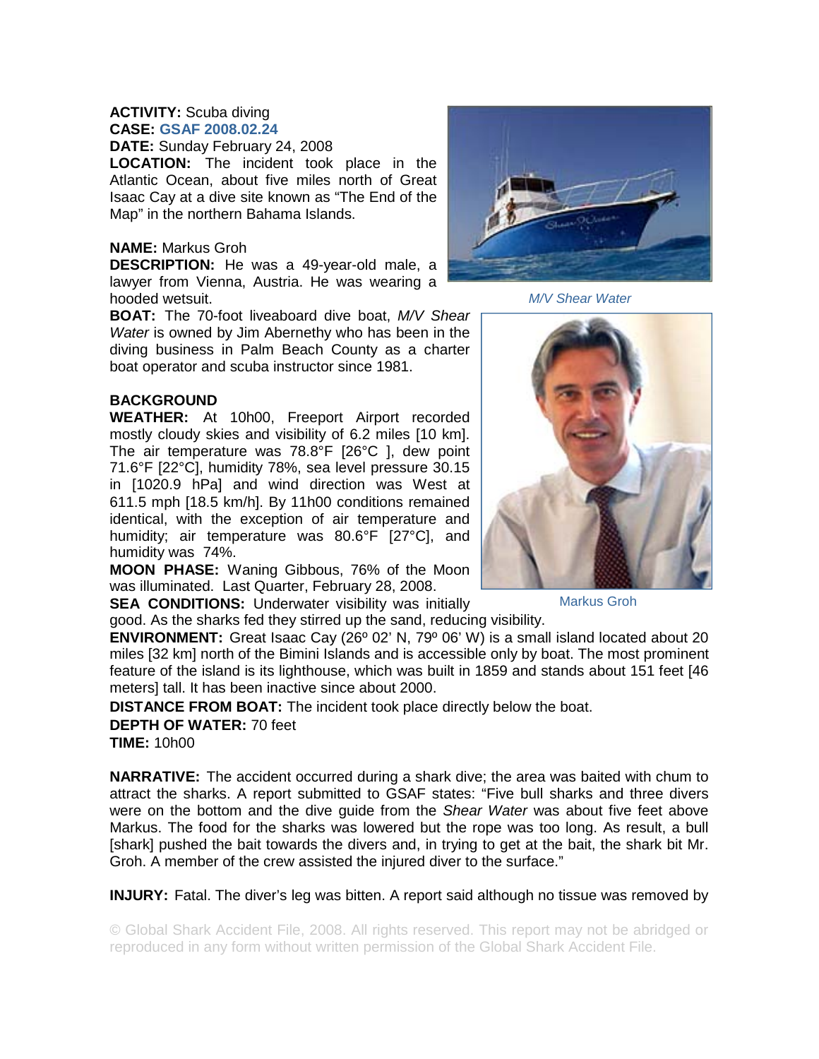**ACTIVITY:** Scuba diving
**CASE:** GSAF 2008.02.24
**DATE:** Sunday February 24, 2008
**LOCATION:** The incident took place in the Atlantic Ocean, about five miles north of Great Isaac Cay at a dive site known as "The End of the Map" in the northern Bahama Islands.

**NAME:** Markus Groh
**DESCRIPTION:** He was a 49-year-old male, a lawyer from Vienna, Austria. He was wearing a hooded wetsuit.
**BOAT:** The 70-foot liveaboard dive boat, *M/V Shear Water* is owned by Jim Abernethy who has been in the diving business in Palm Beach County as a charter boat operator and scuba instructor since 1981.

*M/V Shear Water*

Markus Groh

## BACKGROUND

**WEATHER:** At 10h00, Freeport Airport recorded mostly cloudy skies and visibility of 6.2 miles [10 km]. The air temperature was 78.8°F [26°C ], dew point 71.6°F [22°C], humidity 78%, sea level pressure 30.15 in [1020.9 hPa] and wind direction was West at 611.5 mph [18.5 km/h]. By 11h00 conditions remained identical, with the exception of air temperature and humidity; air temperature was 80.6°F [27°C], and humidity was 74%.
**MOON PHASE:** Waning Gibbous, 76% of the Moon was illuminated. Last Quarter, February 28, 2008.
**SEA CONDITIONS:** Underwater visibility was initially good. As the sharks fed they stirred up the sand, reducing visibility.
**ENVIRONMENT:** Great Isaac Cay (26º 02' N, 79º 06' W) is a small island located about 20 miles [32 km] north of the Bimini Islands and is accessible only by boat. The most prominent feature of the island is its lighthouse, which was built in 1859 and stands about 151 feet [46 meters] tall. It has been inactive since about 2000.
**DISTANCE FROM BOAT:** The incident took place directly below the boat.
**DEPTH OF WATER:** 70 feet
**TIME:** 10h00

**NARRATIVE:** The accident occurred during a shark dive; the area was baited with chum to attract the sharks. A report submitted to GSAF states: "Five bull sharks and three divers were on the bottom and the dive guide from the *Shear Water* was about five feet above Markus. The food for the sharks was lowered but the rope was too long. As result, a bull [shark] pushed the bait towards the divers and, in trying to get at the bait, the shark bit Mr. Groh. A member of the crew assisted the injured diver to the surface."

**INJURY:** Fatal. The diver's leg was bitten. A report said although no tissue was removed by

© Global Shark Accident File, 2008. All rights reserved. This report may not be abridged or reproduced in any form without written permission of the Global Shark Accident File.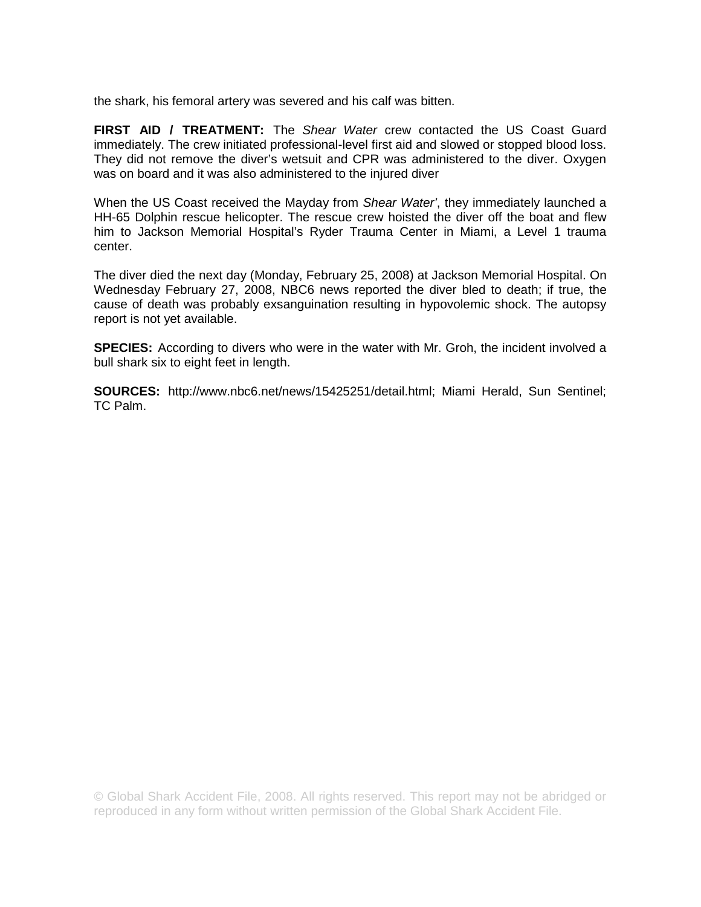the shark, his femoral artery was severed and his calf was bitten.

**FIRST AID / TREATMENT:** The *Shear Water* crew contacted the US Coast Guard immediately. The crew initiated professional-level first aid and slowed or stopped blood loss. They did not remove the diver's wetsuit and CPR was administered to the diver. Oxygen was on board and it was also administered to the injured diver

When the US Coast received the Mayday from *Shear Water'*, they immediately launched a HH-65 Dolphin rescue helicopter. The rescue crew hoisted the diver off the boat and flew him to Jackson Memorial Hospital's Ryder Trauma Center in Miami, a Level 1 trauma center.

The diver died the next day (Monday, February 25, 2008) at Jackson Memorial Hospital. On Wednesday February 27, 2008, NBC6 news reported the diver bled to death; if true, the cause of death was probably exsanguination resulting in hypovolemic shock. The autopsy report is not yet available.

**SPECIES:** According to divers who were in the water with Mr. Groh, the incident involved a bull shark six to eight feet in length.

**SOURCES:** http://www.nbc6.net/news/15425251/detail.html; Miami Herald, Sun Sentinel; TC Palm.

© Global Shark Accident File, 2008. All rights reserved. This report may not be abridged or reproduced in any form without written permission of the Global Shark Accident File.